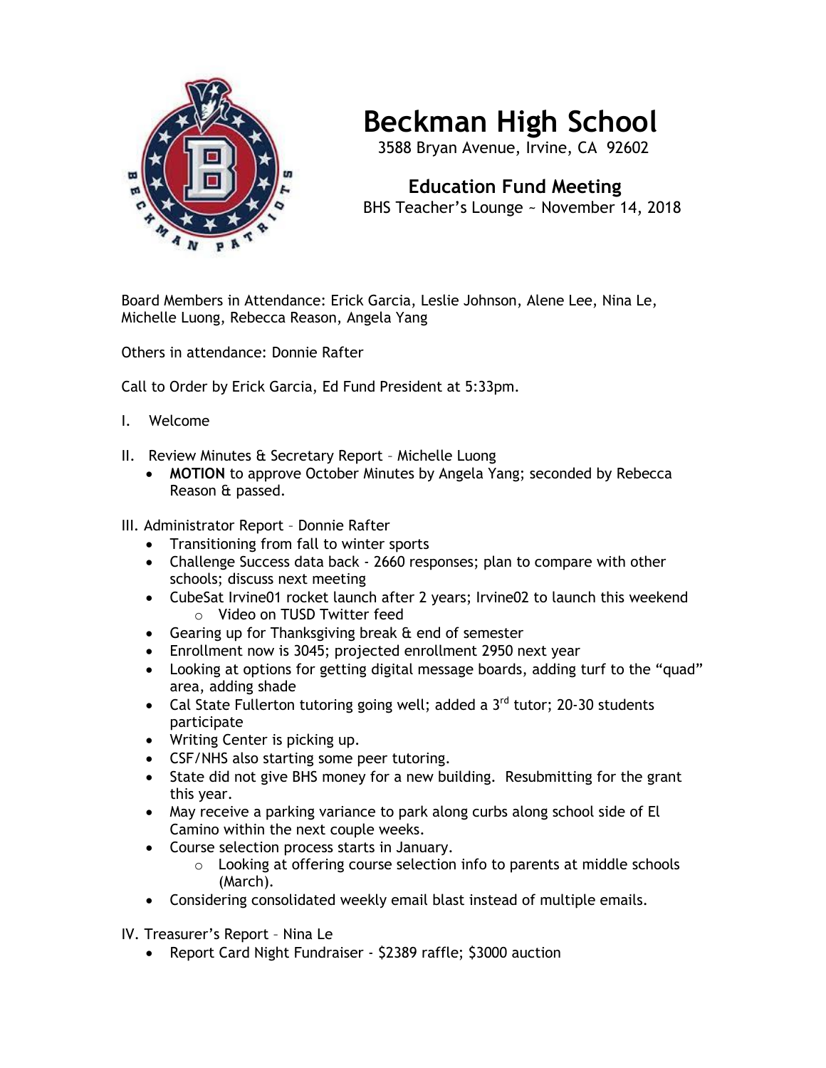# Beckman High School

3588 Bryan Avenue, Irvine, CA 92602

## Education Fund Meeting

BHS Teacher's Lounge ~ November 14, 2018

Board Members in Attendance: Erick Garcia, Leslie Johnson, Alene Lee, Nina Le, Michelle Luong, Rebecca Reason, Angela Yang

Others in attendance: Donnie Rafter

Call to Order by Erick Garcia, Ed Fund President at 5:33pm.

I. Welcome

II. Review Minutes & Secretary Report – Michelle Luong
- **MOTION** to approve October Minutes by Angela Yang; seconded by Rebecca Reason & passed.

III. Administrator Report – Donnie Rafter
- Transitioning from fall to winter sports
- Challenge Success data back - 2660 responses; plan to compare with other schools; discuss next meeting
- CubeSat Irvine01 rocket launch after 2 years; Irvine02 to launch this weekend
    - Video on TUSD Twitter feed
- Gearing up for Thanksgiving break & end of semester
- Enrollment now is 3045; projected enrollment 2950 next year
- Looking at options for getting digital message boards, adding turf to the "quad" area, adding shade
- Cal State Fullerton tutoring going well; added a 3rd tutor; 20-30 students participate
- Writing Center is picking up.
- CSF/NHS also starting some peer tutoring.
- State did not give BHS money for a new building. Resubmitting for the grant this year.
- May receive a parking variance to park along curbs along school side of El Camino within the next couple weeks.
- Course selection process starts in January.
    - Looking at offering course selection info to parents at middle schools (March).
- Considering consolidated weekly email blast instead of multiple emails.

IV. Treasurer's Report – Nina Le
- Report Card Night Fundraiser - $2389 raffle; $3000 auction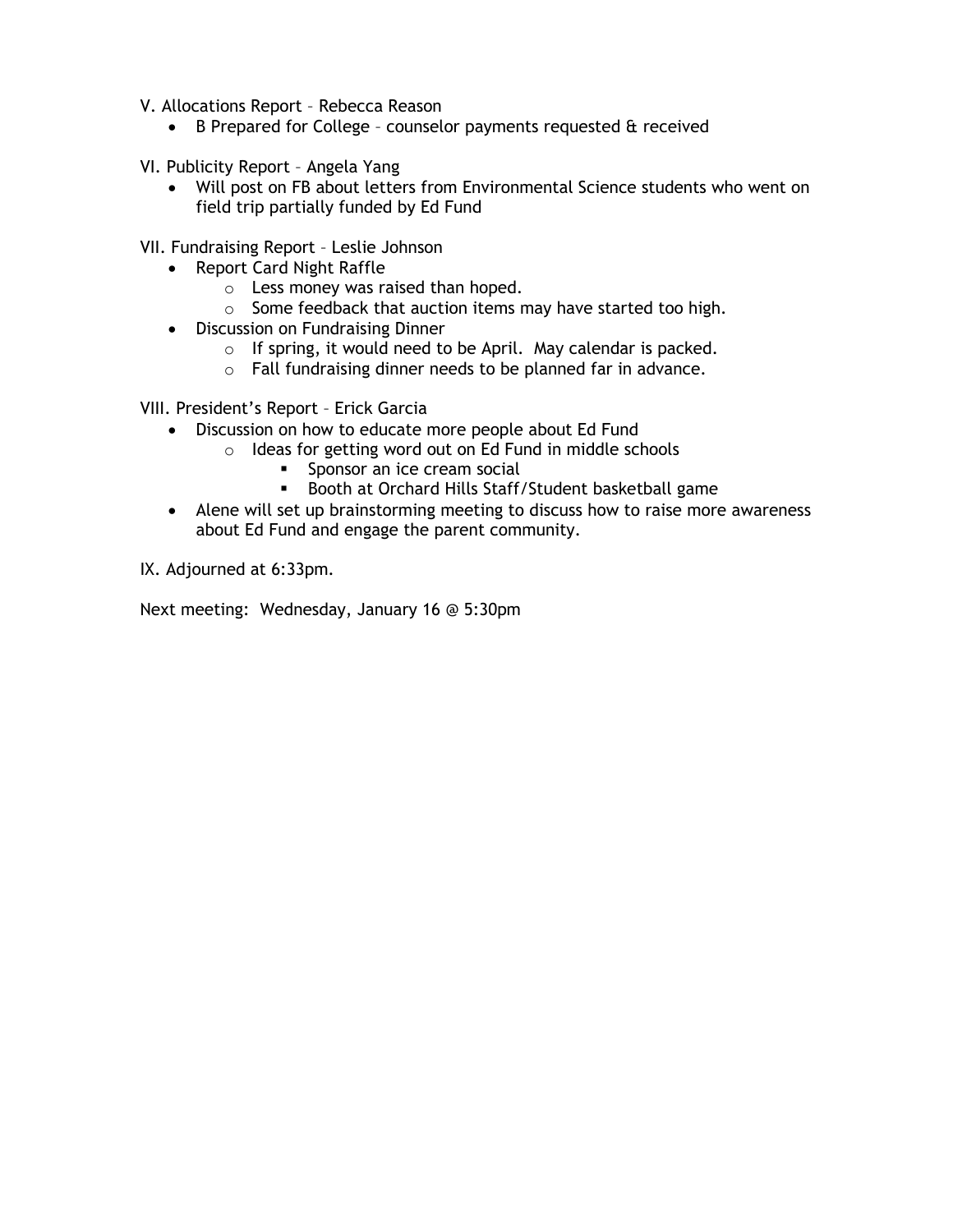V. Allocations Report – Rebecca Reason

- B Prepared for College – counselor payments requested & received

VI. Publicity Report – Angela Yang

- Will post on FB about letters from Environmental Science students who went on field trip partially funded by Ed Fund

VII. Fundraising Report – Leslie Johnson

- Report Card Night Raffle
  - Less money was raised than hoped.
  - Some feedback that auction items may have started too high.
- Discussion on Fundraising Dinner
  - If spring, it would need to be April. May calendar is packed.
  - Fall fundraising dinner needs to be planned far in advance.

VIII. President's Report – Erick Garcia

- Discussion on how to educate more people about Ed Fund
  - Ideas for getting word out on Ed Fund in middle schools
    - Sponsor an ice cream social
    - Booth at Orchard Hills Staff/Student basketball game
- Alene will set up brainstorming meeting to discuss how to raise more awareness about Ed Fund and engage the parent community.

IX. Adjourned at 6:33pm.

Next meeting: Wednesday, January 16 @ 5:30pm